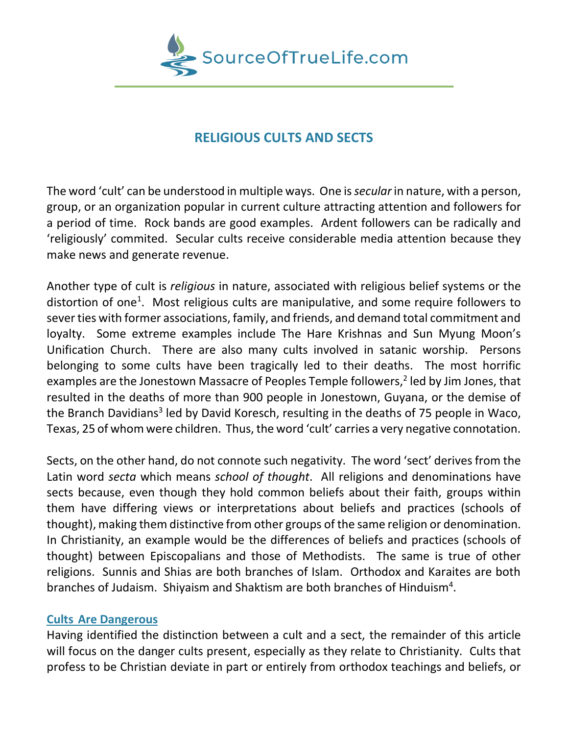SourceOfTrueLife.com

## RELIGIOUS CULTS AND SECTS

The word 'cult' can be understood in multiple ways. One is *secular* in nature, with a person, group, or an organization popular in current culture attracting attention and followers for a period of time. Rock bands are good examples. Ardent followers can be radically and 'religiously' commited. Secular cults receive considerable media attention because they make news and generate revenue.

Another type of cult is *religious* in nature, associated with religious belief systems or the distortion of one[1]. Most religious cults are manipulative, and some require followers to sever ties with former associations, family, and friends, and demand total commitment and loyalty. Some extreme examples include The Hare Krishnas and Sun Myung Moon's Unification Church. There are also many cults involved in satanic worship. Persons belonging to some cults have been tragically led to their deaths. The most horrific examples are the Jonestown Massacre of Peoples Temple followers,[2] led by Jim Jones, that resulted in the deaths of more than 900 people in Jonestown, Guyana, or the demise of the Branch Davidians[3] led by David Koresch, resulting in the deaths of 75 people in Waco, Texas, 25 of whom were children. Thus, the word 'cult' carries a very negative connotation.

Sects, on the other hand, do not connote such negativity. The word 'sect' derives from the Latin word *secta* which means *school of thought*. All religions and denominations have sects because, even though they hold common beliefs about their faith, groups within them have differing views or interpretations about beliefs and practices (schools of thought), making them distinctive from other groups of the same religion or denomination. In Christianity, an example would be the differences of beliefs and practices (schools of thought) between Episcopalians and those of Methodists. The same is true of other religions. Sunnis and Shias are both branches of Islam. Orthodox and Karaites are both branches of Judaism. Shiyaism and Shaktism are both branches of Hinduism[4].

### Cults Are Dangerous

Having identified the distinction between a cult and a sect, the remainder of this article will focus on the danger cults present, especially as they relate to Christianity. Cults that profess to be Christian deviate in part or entirely from orthodox teachings and beliefs, or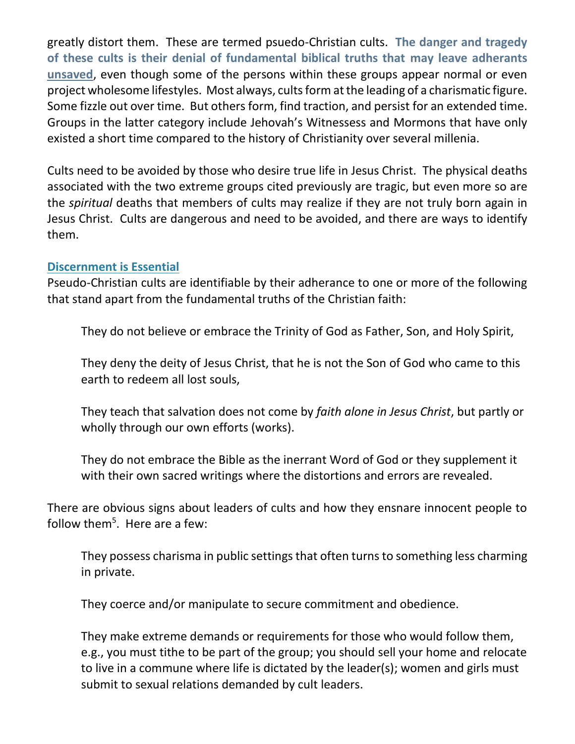greatly distort them. These are termed psuedo-Christian cults. **The danger and tragedy of these cults is their denial of fundamental biblical truths that may leave adherants unsaved**, even though some of the persons within these groups appear normal or even project wholesome lifestyles. Most always, cults form at the leading of a charismatic figure. Some fizzle out over time. But others form, find traction, and persist for an extended time. Groups in the latter category include Jehovah's Witnessess and Mormons that have only existed a short time compared to the history of Christianity over several millenia.

Cults need to be avoided by those who desire true life in Jesus Christ. The physical deaths associated with the two extreme groups cited previously are tragic, but even more so are the *spiritual* deaths that members of cults may realize if they are not truly born again in Jesus Christ. Cults are dangerous and need to be avoided, and there are ways to identify them.

## Discernment is Essential

Pseudo-Christian cults are identifiable by their adherance to one or more of the following that stand apart from the fundamental truths of the Christian faith:

> They do not believe or embrace the Trinity of God as Father, Son, and Holy Spirit,
>
> They deny the deity of Jesus Christ, that he is not the Son of God who came to this earth to redeem all lost souls,
>
> They teach that salvation does not come by *faith alone in Jesus Christ*, but partly or wholly through our own efforts (works).
>
> They do not embrace the Bible as the inerrant Word of God or they supplement it with their own sacred writings where the distortions and errors are revealed.

There are obvious signs about leaders of cults and how they ensnare innocent people to follow them[5]. Here are a few:

> They possess charisma in public settings that often turns to something less charming in private.
>
> They coerce and/or manipulate to secure commitment and obedience.
>
> They make extreme demands or requirements for those who would follow them, e.g., you must tithe to be part of the group; you should sell your home and relocate to live in a commune where life is dictated by the leader(s); women and girls must submit to sexual relations demanded by cult leaders.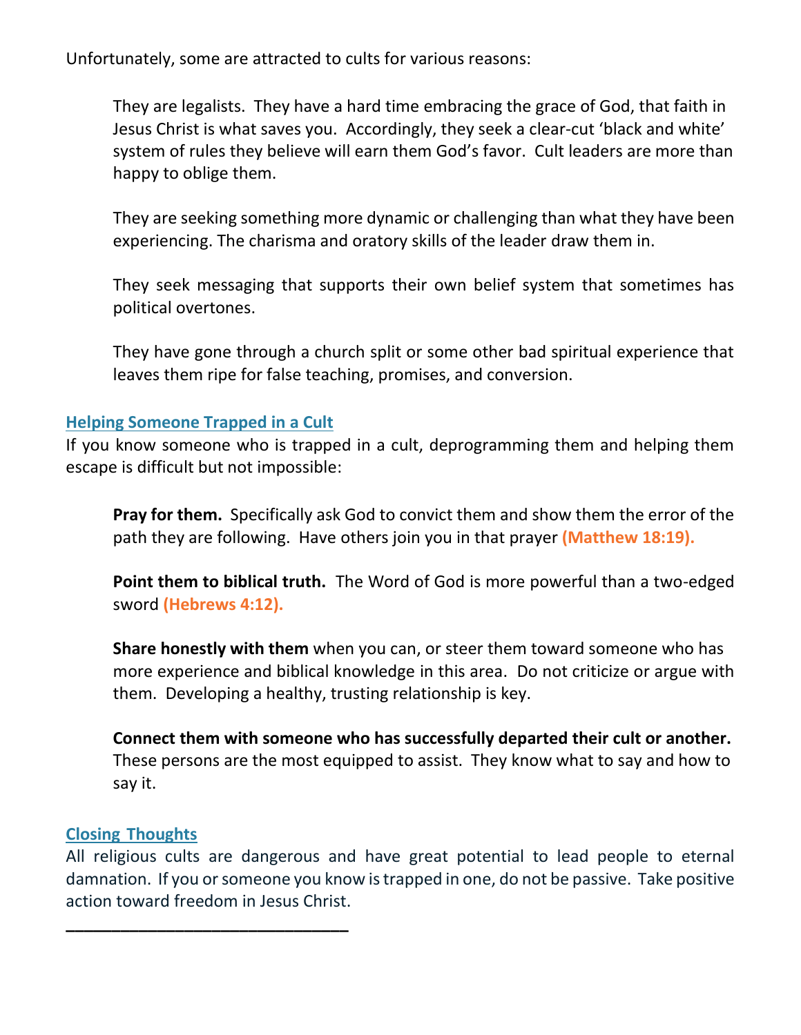Unfortunately, some are attracted to cults for various reasons:

They are legalists. They have a hard time embracing the grace of God, that faith in Jesus Christ is what saves you. Accordingly, they seek a clear-cut ‘black and white’ system of rules they believe will earn them God’s favor. Cult leaders are more than happy to oblige them.

They are seeking something more dynamic or challenging than what they have been experiencing. The charisma and oratory skills of the leader draw them in.

They seek messaging that supports their own belief system that sometimes has political overtones.

They have gone through a church split or some other bad spiritual experience that leaves them ripe for false teaching, promises, and conversion.

## Helping Someone Trapped in a Cult

If you know someone who is trapped in a cult, deprogramming them and helping them escape is difficult but not impossible:

**Pray for them.** Specifically ask God to convict them and show them the error of the path they are following. Have others join you in that prayer **(Matthew 18:19).**

**Point them to biblical truth.** The Word of God is more powerful than a two-edged sword **(Hebrews 4:12).**

**Share honestly with them** when you can, or steer them toward someone who has more experience and biblical knowledge in this area. Do not criticize or argue with them. Developing a healthy, trusting relationship is key.

**Connect them with someone who has successfully departed their cult or another.** These persons are the most equipped to assist. They know what to say and how to say it.

## Closing Thoughts

All religious cults are dangerous and have great potential to lead people to eternal damnation. If you or someone you know is trapped in one, do not be passive. Take positive action toward freedom in Jesus Christ.

\_\_\_\_\_\_\_\_\_\_\_\_\_\_\_\_\_\_\_\_\_\_\_\_\_\_\_\_\_\_\_\_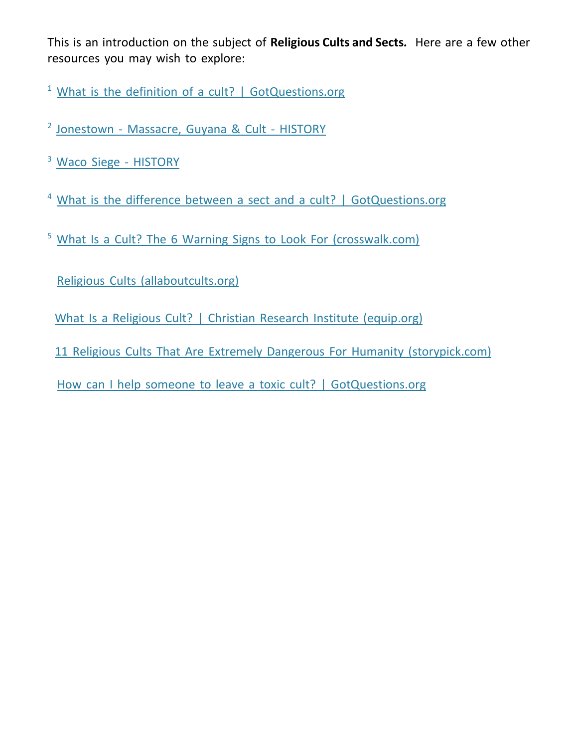This is an introduction on the subject of **Religious Cults and Sects.** Here are a few other resources you may wish to explore:

[1] What is the definition of a cult? | GotQuestions.org

[2] Jonestown - Massacre, Guyana & Cult - HISTORY

[3] Waco Siege - HISTORY

[4] What is the difference between a sect and a cult? | GotQuestions.org

[5] What Is a Cult? The 6 Warning Signs to Look For (crosswalk.com)

Religious Cults (allaboutcults.org)

What Is a Religious Cult? | Christian Research Institute (equip.org)

11 Religious Cults That Are Extremely Dangerous For Humanity (storypick.com)

How can I help someone to leave a toxic cult? | GotQuestions.org